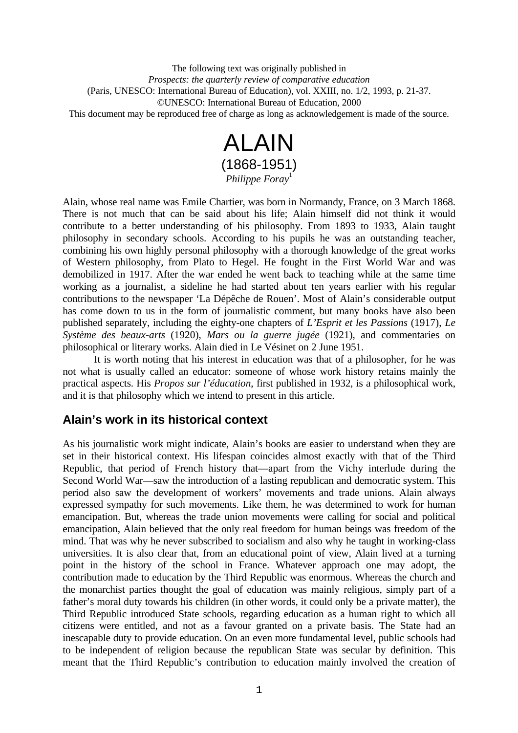The following text was originally published in
*Prospects: the quarterly review of comparative education*
(Paris, UNESCO: International Bureau of Education), vol. XXIII, no. 1/2, 1993, p. 21-37.
©UNESCO: International Bureau of Education, 2000
This document may be reproduced free of charge as long as acknowledgement is made of the source.

# ALAIN
## (1868-1951)

*Philippe Foray*[1]

Alain, whose real name was Emile Chartier, was born in Normandy, France, on 3 March 1868. There is not much that can be said about his life; Alain himself did not think it would contribute to a better understanding of his philosophy. From 1893 to 1933, Alain taught philosophy in secondary schools. According to his pupils he was an outstanding teacher, combining his own highly personal philosophy with a thorough knowledge of the great works of Western philosophy, from Plato to Hegel. He fought in the First World War and was demobilized in 1917. After the war ended he went back to teaching while at the same time working as a journalist, a sideline he had started about ten years earlier with his regular contributions to the newspaper 'La Dépêche de Rouen'. Most of Alain's considerable output has come down to us in the form of journalistic comment, but many books have also been published separately, including the eighty-one chapters of *L'Esprit et les Passions* (1917), *Le Système des beaux-arts* (1920), *Mars ou la guerre jugée* (1921), and commentaries on philosophical or literary works. Alain died in Le Vésinet on 2 June 1951.

It is worth noting that his interest in education was that of a philosopher, for he was not what is usually called an educator: someone of whose work history retains mainly the practical aspects. His *Propos sur l'éducation*, first published in 1932, is a philosophical work, and it is that philosophy which we intend to present in this article.

## Alain's work in its historical context

As his journalistic work might indicate, Alain's books are easier to understand when they are set in their historical context. His lifespan coincides almost exactly with that of the Third Republic, that period of French history that—apart from the Vichy interlude during the Second World War—saw the introduction of a lasting republican and democratic system. This period also saw the development of workers' movements and trade unions. Alain always expressed sympathy for such movements. Like them, he was determined to work for human emancipation. But, whereas the trade union movements were calling for social and political emancipation, Alain believed that the only real freedom for human beings was freedom of the mind. That was why he never subscribed to socialism and also why he taught in working-class universities. It is also clear that, from an educational point of view, Alain lived at a turning point in the history of the school in France. Whatever approach one may adopt, the contribution made to education by the Third Republic was enormous. Whereas the church and the monarchist parties thought the goal of education was mainly religious, simply part of a father's moral duty towards his children (in other words, it could only be a private matter), the Third Republic introduced State schools, regarding education as a human right to which all citizens were entitled, and not as a favour granted on a private basis. The State had an inescapable duty to provide education. On an even more fundamental level, public schools had to be independent of religion because the republican State was secular by definition. This meant that the Third Republic's contribution to education mainly involved the creation of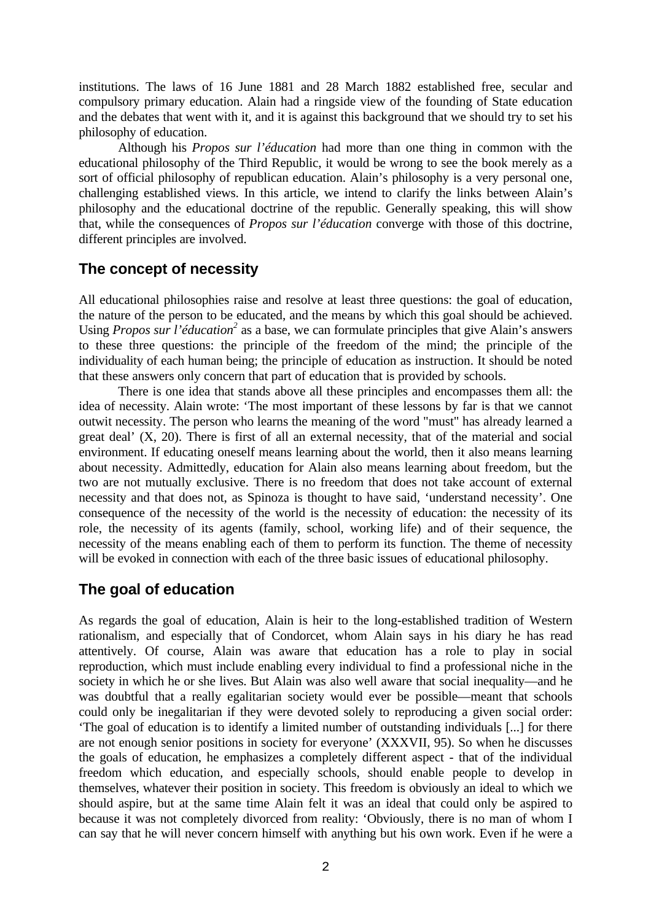institutions. The laws of 16 June 1881 and 28 March 1882 established free, secular and compulsory primary education. Alain had a ringside view of the founding of State education and the debates that went with it, and it is against this background that we should try to set his philosophy of education.

Although his *Propos sur l'éducation* had more than one thing in common with the educational philosophy of the Third Republic, it would be wrong to see the book merely as a sort of official philosophy of republican education. Alain's philosophy is a very personal one, challenging established views. In this article, we intend to clarify the links between Alain's philosophy and the educational doctrine of the republic. Generally speaking, this will show that, while the consequences of *Propos sur l'éducation* converge with those of this doctrine, different principles are involved.

## The concept of necessity

All educational philosophies raise and resolve at least three questions: the goal of education, the nature of the person to be educated, and the means by which this goal should be achieved. Using *Propos sur l'éducation*[2] as a base, we can formulate principles that give Alain's answers to these three questions: the principle of the freedom of the mind; the principle of the individuality of each human being; the principle of education as instruction. It should be noted that these answers only concern that part of education that is provided by schools.

There is one idea that stands above all these principles and encompasses them all: the idea of necessity. Alain wrote: 'The most important of these lessons by far is that we cannot outwit necessity. The person who learns the meaning of the word "must" has already learned a great deal' (X, 20). There is first of all an external necessity, that of the material and social environment. If educating oneself means learning about the world, then it also means learning about necessity. Admittedly, education for Alain also means learning about freedom, but the two are not mutually exclusive. There is no freedom that does not take account of external necessity and that does not, as Spinoza is thought to have said, 'understand necessity'. One consequence of the necessity of the world is the necessity of education: the necessity of its role, the necessity of its agents (family, school, working life) and of their sequence, the necessity of the means enabling each of them to perform its function. The theme of necessity will be evoked in connection with each of the three basic issues of educational philosophy.

## The goal of education

As regards the goal of education, Alain is heir to the long-established tradition of Western rationalism, and especially that of Condorcet, whom Alain says in his diary he has read attentively. Of course, Alain was aware that education has a role to play in social reproduction, which must include enabling every individual to find a professional niche in the society in which he or she lives. But Alain was also well aware that social inequality—and he was doubtful that a really egalitarian society would ever be possible—meant that schools could only be inegalitarian if they were devoted solely to reproducing a given social order: 'The goal of education is to identify a limited number of outstanding individuals [...] for there are not enough senior positions in society for everyone' (XXXVII, 95). So when he discusses the goals of education, he emphasizes a completely different aspect - that of the individual freedom which education, and especially schools, should enable people to develop in themselves, whatever their position in society. This freedom is obviously an ideal to which we should aspire, but at the same time Alain felt it was an ideal that could only be aspired to because it was not completely divorced from reality: 'Obviously, there is no man of whom I can say that he will never concern himself with anything but his own work. Even if he were a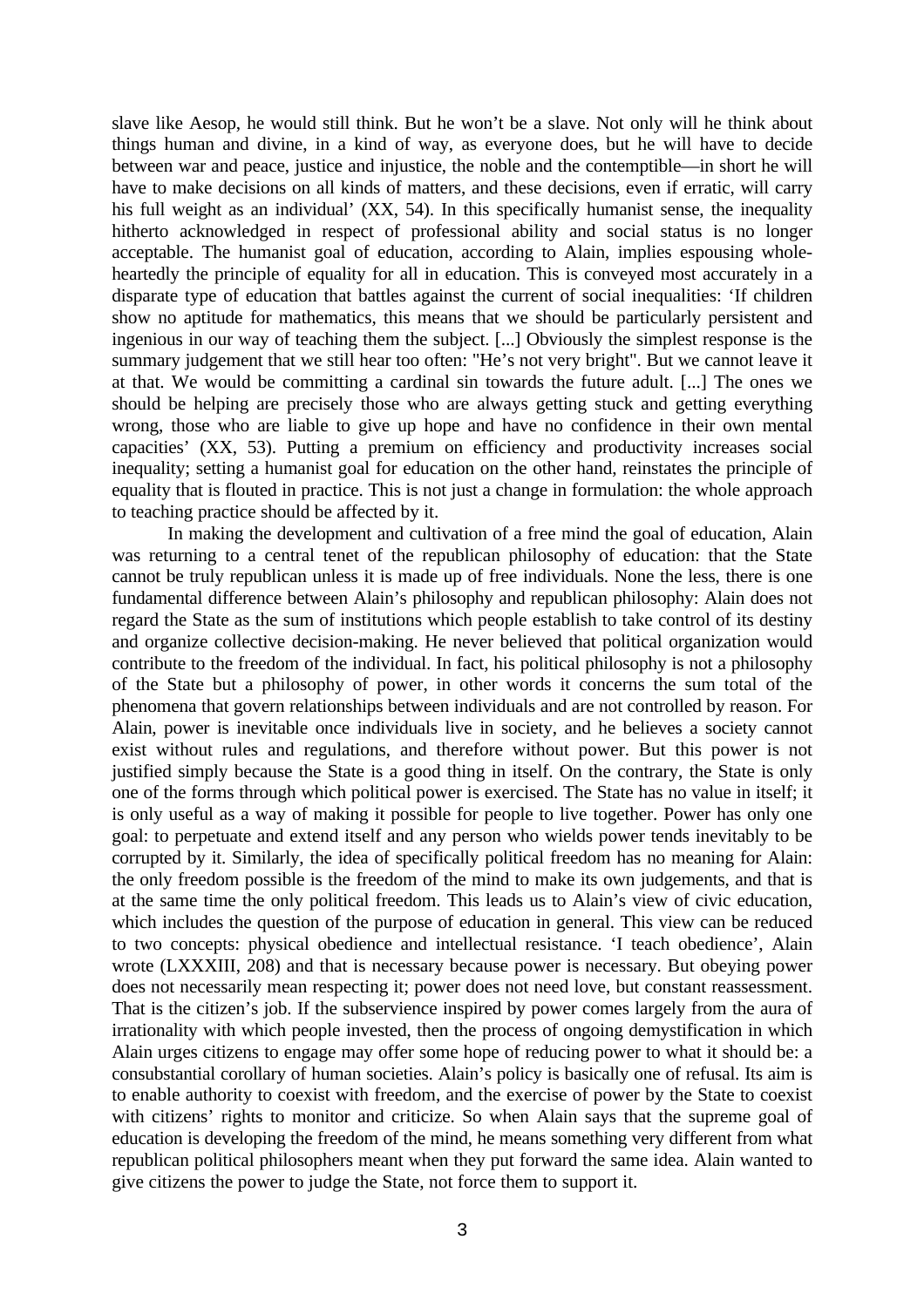slave like Aesop, he would still think. But he won't be a slave. Not only will he think about things human and divine, in a kind of way, as everyone does, but he will have to decide between war and peace, justice and injustice, the noble and the contemptible—in short he will have to make decisions on all kinds of matters, and these decisions, even if erratic, will carry his full weight as an individual' (XX, 54). In this specifically humanist sense, the inequality hitherto acknowledged in respect of professional ability and social status is no longer acceptable. The humanist goal of education, according to Alain, implies espousing wholeheartedly the principle of equality for all in education. This is conveyed most accurately in a disparate type of education that battles against the current of social inequalities: 'If children show no aptitude for mathematics, this means that we should be particularly persistent and ingenious in our way of teaching them the subject. [...] Obviously the simplest response is the summary judgement that we still hear too often: "He's not very bright". But we cannot leave it at that. We would be committing a cardinal sin towards the future adult. [...] The ones we should be helping are precisely those who are always getting stuck and getting everything wrong, those who are liable to give up hope and have no confidence in their own mental capacities' (XX, 53). Putting a premium on efficiency and productivity increases social inequality; setting a humanist goal for education on the other hand, reinstates the principle of equality that is flouted in practice. This is not just a change in formulation: the whole approach to teaching practice should be affected by it.

In making the development and cultivation of a free mind the goal of education, Alain was returning to a central tenet of the republican philosophy of education: that the State cannot be truly republican unless it is made up of free individuals. None the less, there is one fundamental difference between Alain's philosophy and republican philosophy: Alain does not regard the State as the sum of institutions which people establish to take control of its destiny and organize collective decision-making. He never believed that political organization would contribute to the freedom of the individual. In fact, his political philosophy is not a philosophy of the State but a philosophy of power, in other words it concerns the sum total of the phenomena that govern relationships between individuals and are not controlled by reason. For Alain, power is inevitable once individuals live in society, and he believes a society cannot exist without rules and regulations, and therefore without power. But this power is not justified simply because the State is a good thing in itself. On the contrary, the State is only one of the forms through which political power is exercised. The State has no value in itself; it is only useful as a way of making it possible for people to live together. Power has only one goal: to perpetuate and extend itself and any person who wields power tends inevitably to be corrupted by it. Similarly, the idea of specifically political freedom has no meaning for Alain: the only freedom possible is the freedom of the mind to make its own judgements, and that is at the same time the only political freedom. This leads us to Alain's view of civic education, which includes the question of the purpose of education in general. This view can be reduced to two concepts: physical obedience and intellectual resistance. 'I teach obedience', Alain wrote (LXXXIII, 208) and that is necessary because power is necessary. But obeying power does not necessarily mean respecting it; power does not need love, but constant reassessment. That is the citizen's job. If the subservience inspired by power comes largely from the aura of irrationality with which people invested, then the process of ongoing demystification in which Alain urges citizens to engage may offer some hope of reducing power to what it should be: a consubstantial corollary of human societies. Alain's policy is basically one of refusal. Its aim is to enable authority to coexist with freedom, and the exercise of power by the State to coexist with citizens' rights to monitor and criticize. So when Alain says that the supreme goal of education is developing the freedom of the mind, he means something very different from what republican political philosophers meant when they put forward the same idea. Alain wanted to give citizens the power to judge the State, not force them to support it.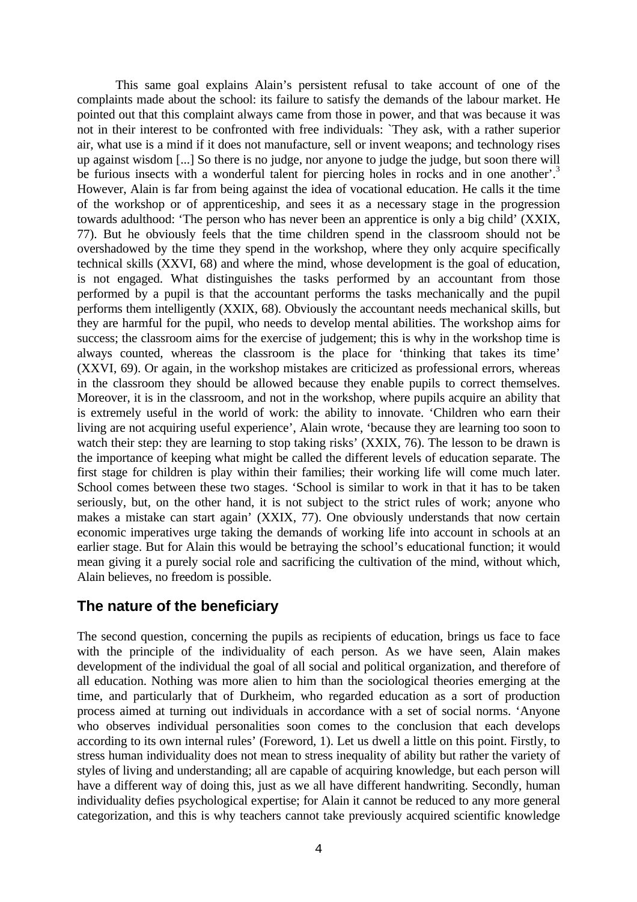This same goal explains Alain's persistent refusal to take account of one of the complaints made about the school: its failure to satisfy the demands of the labour market. He pointed out that this complaint always came from those in power, and that was because it was not in their interest to be confronted with free individuals: `They ask, with a rather superior air, what use is a mind if it does not manufacture, sell or invent weapons; and technology rises up against wisdom [...] So there is no judge, nor anyone to judge the judge, but soon there will be furious insects with a wonderful talent for piercing holes in rocks and in one another'.[3] However, Alain is far from being against the idea of vocational education. He calls it the time of the workshop or of apprenticeship, and sees it as a necessary stage in the progression towards adulthood: 'The person who has never been an apprentice is only a big child' (XXIX, 77). But he obviously feels that the time children spend in the classroom should not be overshadowed by the time they spend in the workshop, where they only acquire specifically technical skills (XXVI, 68) and where the mind, whose development is the goal of education, is not engaged. What distinguishes the tasks performed by an accountant from those performed by a pupil is that the accountant performs the tasks mechanically and the pupil performs them intelligently (XXIX, 68). Obviously the accountant needs mechanical skills, but they are harmful for the pupil, who needs to develop mental abilities. The workshop aims for success; the classroom aims for the exercise of judgement; this is why in the workshop time is always counted, whereas the classroom is the place for 'thinking that takes its time' (XXVI, 69). Or again, in the workshop mistakes are criticized as professional errors, whereas in the classroom they should be allowed because they enable pupils to correct themselves. Moreover, it is in the classroom, and not in the workshop, where pupils acquire an ability that is extremely useful in the world of work: the ability to innovate. 'Children who earn their living are not acquiring useful experience', Alain wrote, 'because they are learning too soon to watch their step: they are learning to stop taking risks' (XXIX, 76). The lesson to be drawn is the importance of keeping what might be called the different levels of education separate. The first stage for children is play within their families; their working life will come much later. School comes between these two stages. 'School is similar to work in that it has to be taken seriously, but, on the other hand, it is not subject to the strict rules of work; anyone who makes a mistake can start again' (XXIX, 77). One obviously understands that now certain economic imperatives urge taking the demands of working life into account in schools at an earlier stage. But for Alain this would be betraying the school's educational function; it would mean giving it a purely social role and sacrificing the cultivation of the mind, without which, Alain believes, no freedom is possible.

## The nature of the beneficiary

The second question, concerning the pupils as recipients of education, brings us face to face with the principle of the individuality of each person. As we have seen, Alain makes development of the individual the goal of all social and political organization, and therefore of all education. Nothing was more alien to him than the sociological theories emerging at the time, and particularly that of Durkheim, who regarded education as a sort of production process aimed at turning out individuals in accordance with a set of social norms. 'Anyone who observes individual personalities soon comes to the conclusion that each develops according to its own internal rules' (Foreword, 1). Let us dwell a little on this point. Firstly, to stress human individuality does not mean to stress inequality of ability but rather the variety of styles of living and understanding; all are capable of acquiring knowledge, but each person will have a different way of doing this, just as we all have different handwriting. Secondly, human individuality defies psychological expertise; for Alain it cannot be reduced to any more general categorization, and this is why teachers cannot take previously acquired scientific knowledge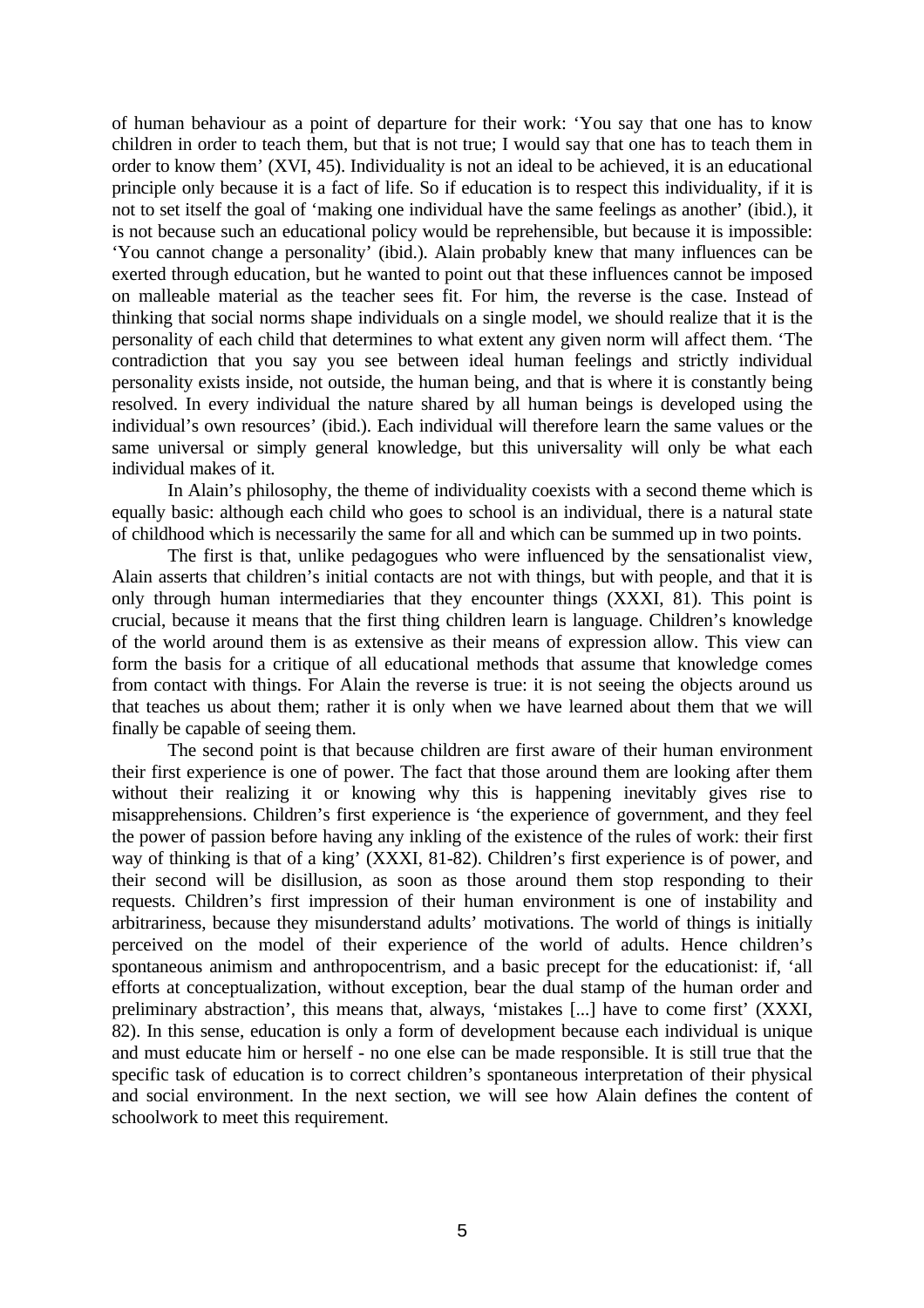of human behaviour as a point of departure for their work: 'You say that one has to know children in order to teach them, but that is not true; I would say that one has to teach them in order to know them' (XVI, 45). Individuality is not an ideal to be achieved, it is an educational principle only because it is a fact of life. So if education is to respect this individuality, if it is not to set itself the goal of 'making one individual have the same feelings as another' (ibid.), it is not because such an educational policy would be reprehensible, but because it is impossible: 'You cannot change a personality' (ibid.). Alain probably knew that many influences can be exerted through education, but he wanted to point out that these influences cannot be imposed on malleable material as the teacher sees fit. For him, the reverse is the case. Instead of thinking that social norms shape individuals on a single model, we should realize that it is the personality of each child that determines to what extent any given norm will affect them. 'The contradiction that you say you see between ideal human feelings and strictly individual personality exists inside, not outside, the human being, and that is where it is constantly being resolved. In every individual the nature shared by all human beings is developed using the individual's own resources' (ibid.). Each individual will therefore learn the same values or the same universal or simply general knowledge, but this universality will only be what each individual makes of it.

In Alain's philosophy, the theme of individuality coexists with a second theme which is equally basic: although each child who goes to school is an individual, there is a natural state of childhood which is necessarily the same for all and which can be summed up in two points.

The first is that, unlike pedagogues who were influenced by the sensationalist view, Alain asserts that children's initial contacts are not with things, but with people, and that it is only through human intermediaries that they encounter things (XXXI, 81). This point is crucial, because it means that the first thing children learn is language. Children's knowledge of the world around them is as extensive as their means of expression allow. This view can form the basis for a critique of all educational methods that assume that knowledge comes from contact with things. For Alain the reverse is true: it is not seeing the objects around us that teaches us about them; rather it is only when we have learned about them that we will finally be capable of seeing them.

The second point is that because children are first aware of their human environment their first experience is one of power. The fact that those around them are looking after them without their realizing it or knowing why this is happening inevitably gives rise to misapprehensions. Children's first experience is 'the experience of government, and they feel the power of passion before having any inkling of the existence of the rules of work: their first way of thinking is that of a king' (XXXI, 81-82). Children's first experience is of power, and their second will be disillusion, as soon as those around them stop responding to their requests. Children's first impression of their human environment is one of instability and arbitrariness, because they misunderstand adults' motivations. The world of things is initially perceived on the model of their experience of the world of adults. Hence children's spontaneous animism and anthropocentrism, and a basic precept for the educationist: if, 'all efforts at conceptualization, without exception, bear the dual stamp of the human order and preliminary abstraction', this means that, always, 'mistakes [...] have to come first' (XXXI, 82). In this sense, education is only a form of development because each individual is unique and must educate him or herself - no one else can be made responsible. It is still true that the specific task of education is to correct children's spontaneous interpretation of their physical and social environment. In the next section, we will see how Alain defines the content of schoolwork to meet this requirement.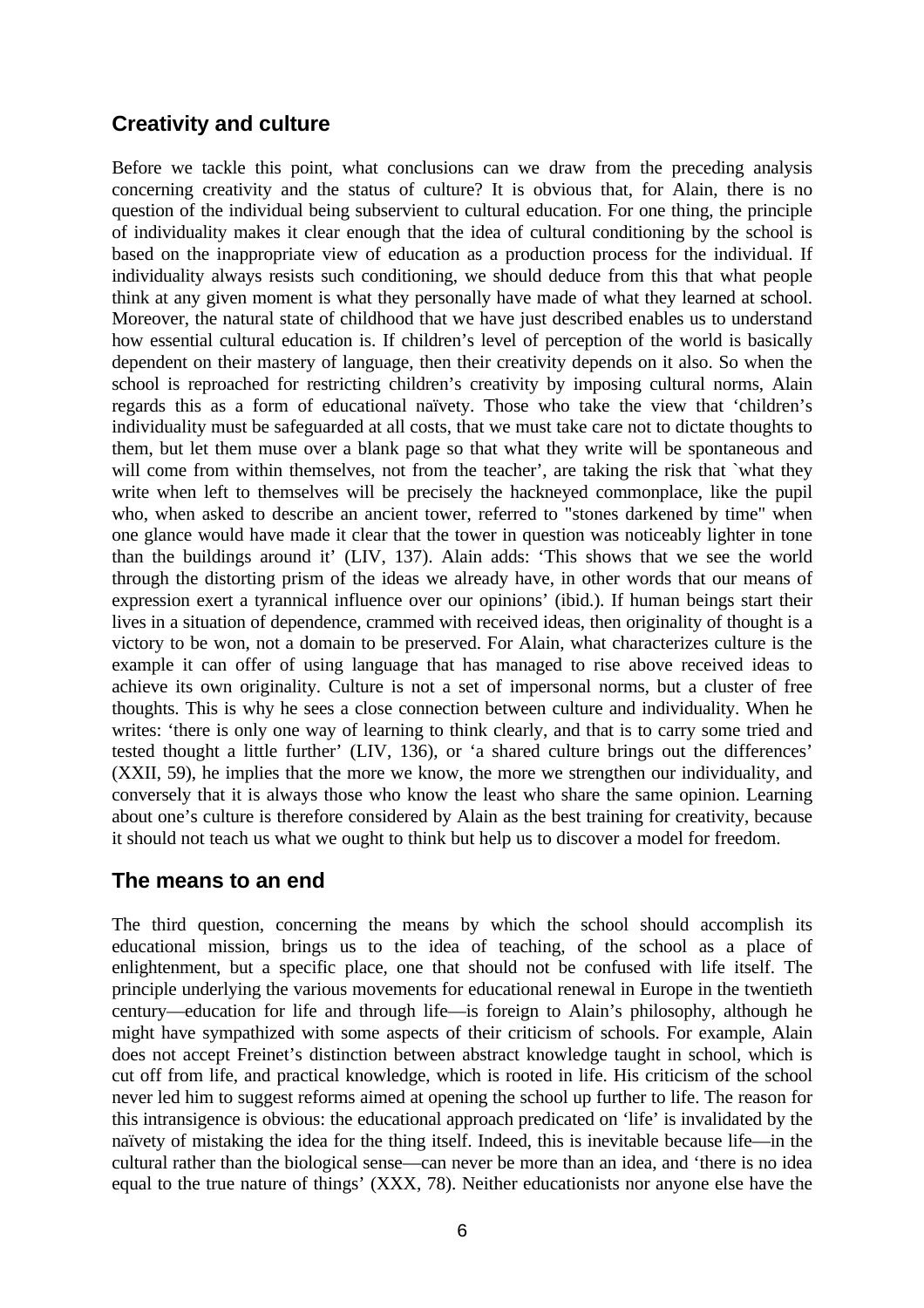## Creativity and culture

Before we tackle this point, what conclusions can we draw from the preceding analysis concerning creativity and the status of culture? It is obvious that, for Alain, there is no question of the individual being subservient to cultural education. For one thing, the principle of individuality makes it clear enough that the idea of cultural conditioning by the school is based on the inappropriate view of education as a production process for the individual. If individuality always resists such conditioning, we should deduce from this that what people think at any given moment is what they personally have made of what they learned at school. Moreover, the natural state of childhood that we have just described enables us to understand how essential cultural education is. If children's level of perception of the world is basically dependent on their mastery of language, then their creativity depends on it also. So when the school is reproached for restricting children's creativity by imposing cultural norms, Alain regards this as a form of educational naïvety. Those who take the view that 'children's individuality must be safeguarded at all costs, that we must take care not to dictate thoughts to them, but let them muse over a blank page so that what they write will be spontaneous and will come from within themselves, not from the teacher', are taking the risk that `what they write when left to themselves will be precisely the hackneyed commonplace, like the pupil who, when asked to describe an ancient tower, referred to "stones darkened by time" when one glance would have made it clear that the tower in question was noticeably lighter in tone than the buildings around it' (LIV, 137). Alain adds: 'This shows that we see the world through the distorting prism of the ideas we already have, in other words that our means of expression exert a tyrannical influence over our opinions' (ibid.). If human beings start their lives in a situation of dependence, crammed with received ideas, then originality of thought is a victory to be won, not a domain to be preserved. For Alain, what characterizes culture is the example it can offer of using language that has managed to rise above received ideas to achieve its own originality. Culture is not a set of impersonal norms, but a cluster of free thoughts. This is why he sees a close connection between culture and individuality. When he writes: 'there is only one way of learning to think clearly, and that is to carry some tried and tested thought a little further' (LIV, 136), or 'a shared culture brings out the differences' (XXII, 59), he implies that the more we know, the more we strengthen our individuality, and conversely that it is always those who know the least who share the same opinion. Learning about one's culture is therefore considered by Alain as the best training for creativity, because it should not teach us what we ought to think but help us to discover a model for freedom.

## The means to an end

The third question, concerning the means by which the school should accomplish its educational mission, brings us to the idea of teaching, of the school as a place of enlightenment, but a specific place, one that should not be confused with life itself. The principle underlying the various movements for educational renewal in Europe in the twentieth century—education for life and through life—is foreign to Alain's philosophy, although he might have sympathized with some aspects of their criticism of schools. For example, Alain does not accept Freinet's distinction between abstract knowledge taught in school, which is cut off from life, and practical knowledge, which is rooted in life. His criticism of the school never led him to suggest reforms aimed at opening the school up further to life. The reason for this intransigence is obvious: the educational approach predicated on 'life' is invalidated by the naïvety of mistaking the idea for the thing itself. Indeed, this is inevitable because life—in the cultural rather than the biological sense—can never be more than an idea, and 'there is no idea equal to the true nature of things' (XXX, 78). Neither educationists nor anyone else have the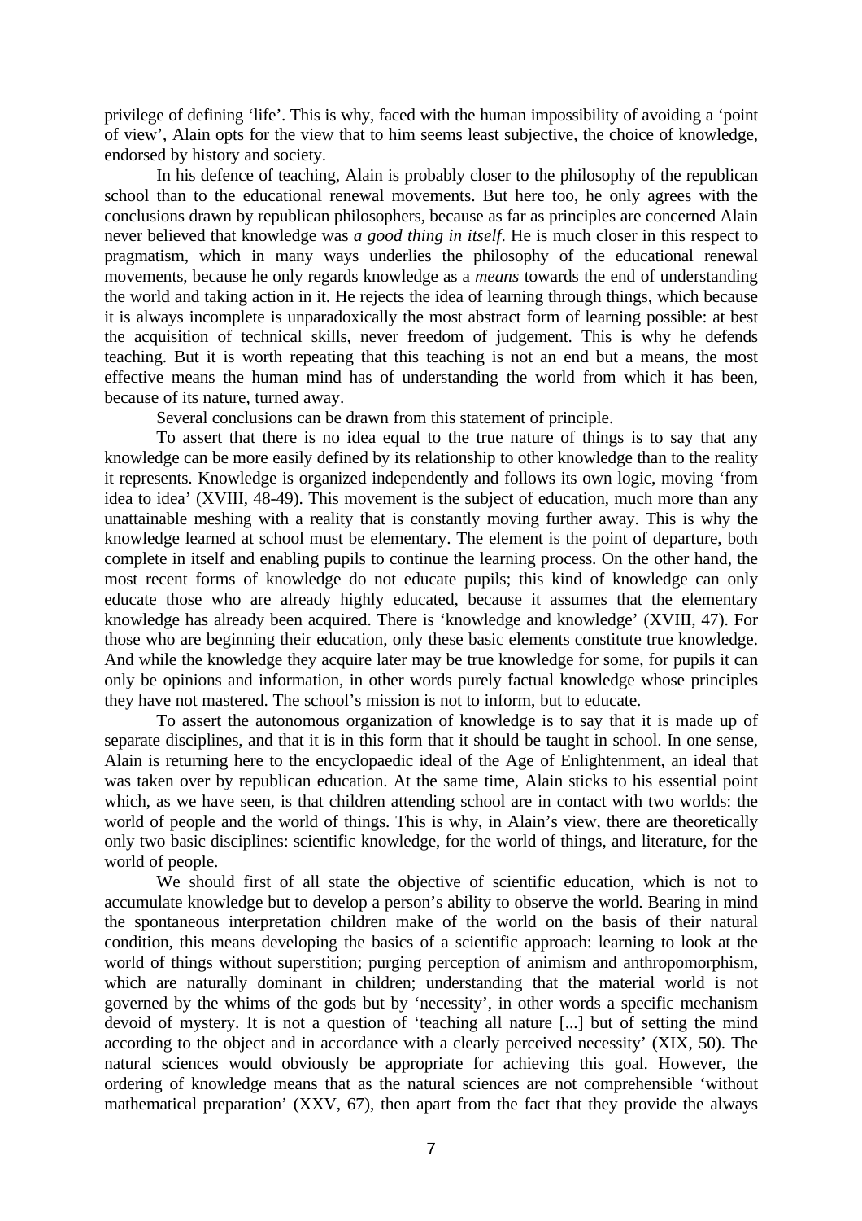privilege of defining 'life'. This is why, faced with the human impossibility of avoiding a 'point of view', Alain opts for the view that to him seems least subjective, the choice of knowledge, endorsed by history and society.

In his defence of teaching, Alain is probably closer to the philosophy of the republican school than to the educational renewal movements. But here too, he only agrees with the conclusions drawn by republican philosophers, because as far as principles are concerned Alain never believed that knowledge was *a good thing in itself*. He is much closer in this respect to pragmatism, which in many ways underlies the philosophy of the educational renewal movements, because he only regards knowledge as a *means* towards the end of understanding the world and taking action in it. He rejects the idea of learning through things, which because it is always incomplete is unparadoxically the most abstract form of learning possible: at best the acquisition of technical skills, never freedom of judgement. This is why he defends teaching. But it is worth repeating that this teaching is not an end but a means, the most effective means the human mind has of understanding the world from which it has been, because of its nature, turned away.

Several conclusions can be drawn from this statement of principle.

To assert that there is no idea equal to the true nature of things is to say that any knowledge can be more easily defined by its relationship to other knowledge than to the reality it represents. Knowledge is organized independently and follows its own logic, moving 'from idea to idea' (XVIII, 48-49). This movement is the subject of education, much more than any unattainable meshing with a reality that is constantly moving further away. This is why the knowledge learned at school must be elementary. The element is the point of departure, both complete in itself and enabling pupils to continue the learning process. On the other hand, the most recent forms of knowledge do not educate pupils; this kind of knowledge can only educate those who are already highly educated, because it assumes that the elementary knowledge has already been acquired. There is 'knowledge and knowledge' (XVIII, 47). For those who are beginning their education, only these basic elements constitute true knowledge. And while the knowledge they acquire later may be true knowledge for some, for pupils it can only be opinions and information, in other words purely factual knowledge whose principles they have not mastered. The school's mission is not to inform, but to educate.

To assert the autonomous organization of knowledge is to say that it is made up of separate disciplines, and that it is in this form that it should be taught in school. In one sense, Alain is returning here to the encyclopaedic ideal of the Age of Enlightenment, an ideal that was taken over by republican education. At the same time, Alain sticks to his essential point which, as we have seen, is that children attending school are in contact with two worlds: the world of people and the world of things. This is why, in Alain's view, there are theoretically only two basic disciplines: scientific knowledge, for the world of things, and literature, for the world of people.

We should first of all state the objective of scientific education, which is not to accumulate knowledge but to develop a person's ability to observe the world. Bearing in mind the spontaneous interpretation children make of the world on the basis of their natural condition, this means developing the basics of a scientific approach: learning to look at the world of things without superstition; purging perception of animism and anthropomorphism, which are naturally dominant in children; understanding that the material world is not governed by the whims of the gods but by 'necessity', in other words a specific mechanism devoid of mystery. It is not a question of 'teaching all nature [...] but of setting the mind according to the object and in accordance with a clearly perceived necessity' (XIX, 50). The natural sciences would obviously be appropriate for achieving this goal. However, the ordering of knowledge means that as the natural sciences are not comprehensible 'without mathematical preparation' (XXV, 67), then apart from the fact that they provide the always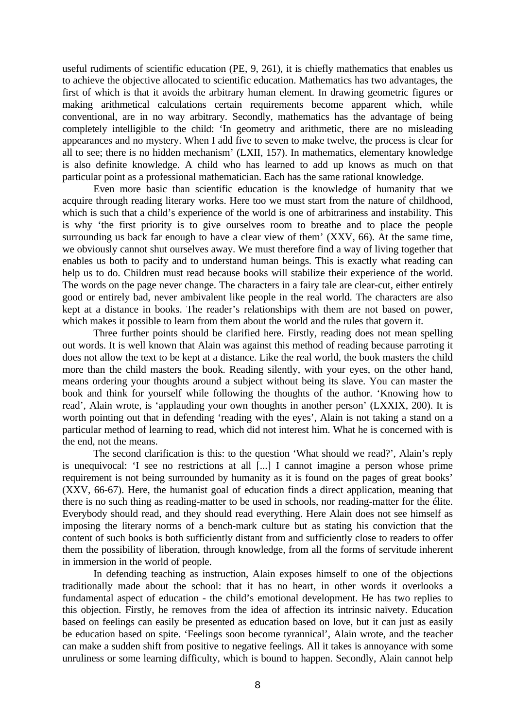useful rudiments of scientific education (PE, 9, 261), it is chiefly mathematics that enables us to achieve the objective allocated to scientific education. Mathematics has two advantages, the first of which is that it avoids the arbitrary human element. In drawing geometric figures or making arithmetical calculations certain requirements become apparent which, while conventional, are in no way arbitrary. Secondly, mathematics has the advantage of being completely intelligible to the child: 'In geometry and arithmetic, there are no misleading appearances and no mystery. When I add five to seven to make twelve, the process is clear for all to see; there is no hidden mechanism' (LXII, 157). In mathematics, elementary knowledge is also definite knowledge. A child who has learned to add up knows as much on that particular point as a professional mathematician. Each has the same rational knowledge.

Even more basic than scientific education is the knowledge of humanity that we acquire through reading literary works. Here too we must start from the nature of childhood, which is such that a child's experience of the world is one of arbitrariness and instability. This is why 'the first priority is to give ourselves room to breathe and to place the people surrounding us back far enough to have a clear view of them' (XXV, 66). At the same time, we obviously cannot shut ourselves away. We must therefore find a way of living together that enables us both to pacify and to understand human beings. This is exactly what reading can help us to do. Children must read because books will stabilize their experience of the world. The words on the page never change. The characters in a fairy tale are clear-cut, either entirely good or entirely bad, never ambivalent like people in the real world. The characters are also kept at a distance in books. The reader's relationships with them are not based on power, which makes it possible to learn from them about the world and the rules that govern it.

Three further points should be clarified here. Firstly, reading does not mean spelling out words. It is well known that Alain was against this method of reading because parroting it does not allow the text to be kept at a distance. Like the real world, the book masters the child more than the child masters the book. Reading silently, with your eyes, on the other hand, means ordering your thoughts around a subject without being its slave. You can master the book and think for yourself while following the thoughts of the author. 'Knowing how to read', Alain wrote, is 'applauding your own thoughts in another person' (LXXIX, 200). It is worth pointing out that in defending 'reading with the eyes', Alain is not taking a stand on a particular method of learning to read, which did not interest him. What he is concerned with is the end, not the means.

The second clarification is this: to the question 'What should we read?', Alain's reply is unequivocal: 'I see no restrictions at all [...] I cannot imagine a person whose prime requirement is not being surrounded by humanity as it is found on the pages of great books' (XXV, 66-67). Here, the humanist goal of education finds a direct application, meaning that there is no such thing as reading-matter to be used in schools, nor reading-matter for the élite. Everybody should read, and they should read everything. Here Alain does not see himself as imposing the literary norms of a bench-mark culture but as stating his conviction that the content of such books is both sufficiently distant from and sufficiently close to readers to offer them the possibility of liberation, through knowledge, from all the forms of servitude inherent in immersion in the world of people.

In defending teaching as instruction, Alain exposes himself to one of the objections traditionally made about the school: that it has no heart, in other words it overlooks a fundamental aspect of education - the child's emotional development. He has two replies to this objection. Firstly, he removes from the idea of affection its intrinsic naïvety. Education based on feelings can easily be presented as education based on love, but it can just as easily be education based on spite. 'Feelings soon become tyrannical', Alain wrote, and the teacher can make a sudden shift from positive to negative feelings. All it takes is annoyance with some unruliness or some learning difficulty, which is bound to happen. Secondly, Alain cannot help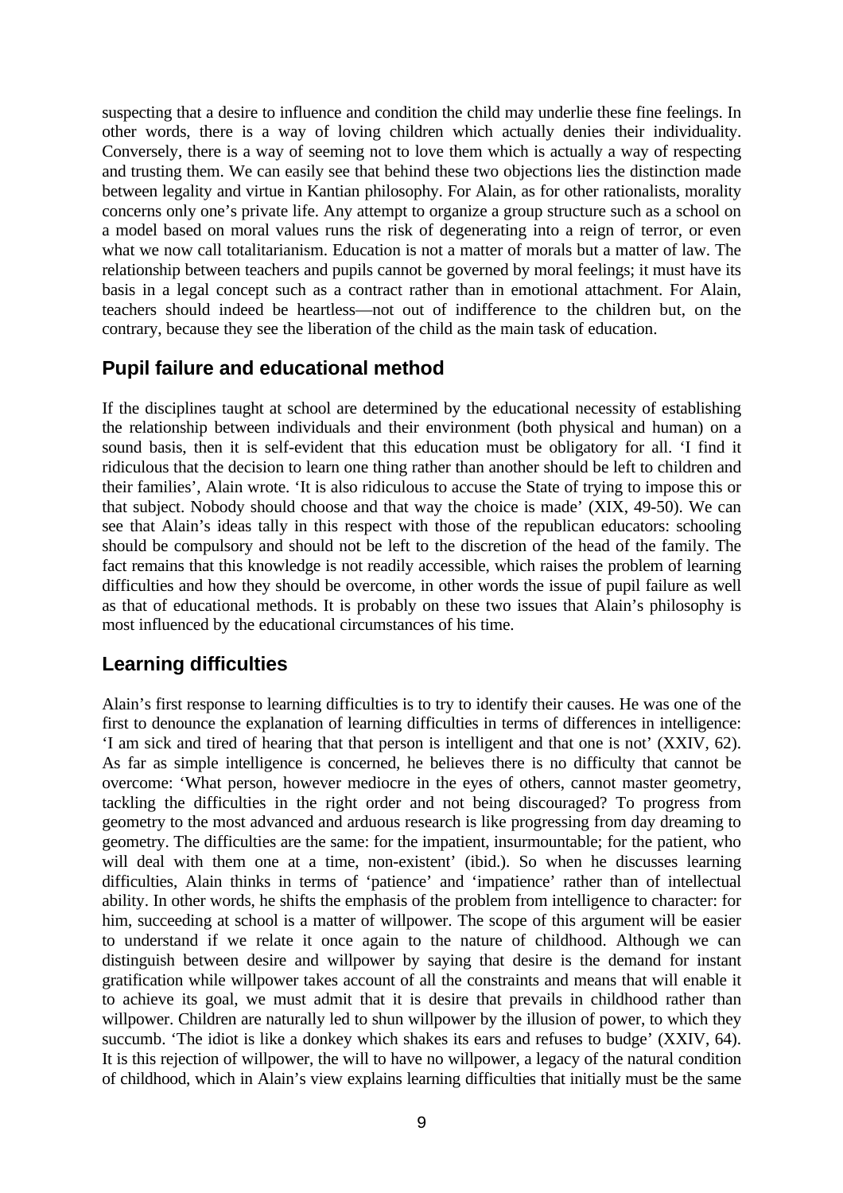suspecting that a desire to influence and condition the child may underlie these fine feelings. In other words, there is a way of loving children which actually denies their individuality. Conversely, there is a way of seeming not to love them which is actually a way of respecting and trusting them. We can easily see that behind these two objections lies the distinction made between legality and virtue in Kantian philosophy. For Alain, as for other rationalists, morality concerns only one's private life. Any attempt to organize a group structure such as a school on a model based on moral values runs the risk of degenerating into a reign of terror, or even what we now call totalitarianism. Education is not a matter of morals but a matter of law. The relationship between teachers and pupils cannot be governed by moral feelings; it must have its basis in a legal concept such as a contract rather than in emotional attachment. For Alain, teachers should indeed be heartless—not out of indifference to the children but, on the contrary, because they see the liberation of the child as the main task of education.

## Pupil failure and educational method

If the disciplines taught at school are determined by the educational necessity of establishing the relationship between individuals and their environment (both physical and human) on a sound basis, then it is self-evident that this education must be obligatory for all. 'I find it ridiculous that the decision to learn one thing rather than another should be left to children and their families', Alain wrote. 'It is also ridiculous to accuse the State of trying to impose this or that subject. Nobody should choose and that way the choice is made' (XIX, 49-50). We can see that Alain's ideas tally in this respect with those of the republican educators: schooling should be compulsory and should not be left to the discretion of the head of the family. The fact remains that this knowledge is not readily accessible, which raises the problem of learning difficulties and how they should be overcome, in other words the issue of pupil failure as well as that of educational methods. It is probably on these two issues that Alain's philosophy is most influenced by the educational circumstances of his time.

## Learning difficulties

Alain's first response to learning difficulties is to try to identify their causes. He was one of the first to denounce the explanation of learning difficulties in terms of differences in intelligence: 'I am sick and tired of hearing that that person is intelligent and that one is not' (XXIV, 62). As far as simple intelligence is concerned, he believes there is no difficulty that cannot be overcome: 'What person, however mediocre in the eyes of others, cannot master geometry, tackling the difficulties in the right order and not being discouraged? To progress from geometry to the most advanced and arduous research is like progressing from day dreaming to geometry. The difficulties are the same: for the impatient, insurmountable; for the patient, who will deal with them one at a time, non-existent' (ibid.). So when he discusses learning difficulties, Alain thinks in terms of 'patience' and 'impatience' rather than of intellectual ability. In other words, he shifts the emphasis of the problem from intelligence to character: for him, succeeding at school is a matter of willpower. The scope of this argument will be easier to understand if we relate it once again to the nature of childhood. Although we can distinguish between desire and willpower by saying that desire is the demand for instant gratification while willpower takes account of all the constraints and means that will enable it to achieve its goal, we must admit that it is desire that prevails in childhood rather than willpower. Children are naturally led to shun willpower by the illusion of power, to which they succumb. 'The idiot is like a donkey which shakes its ears and refuses to budge' (XXIV, 64). It is this rejection of willpower, the will to have no willpower, a legacy of the natural condition of childhood, which in Alain's view explains learning difficulties that initially must be the same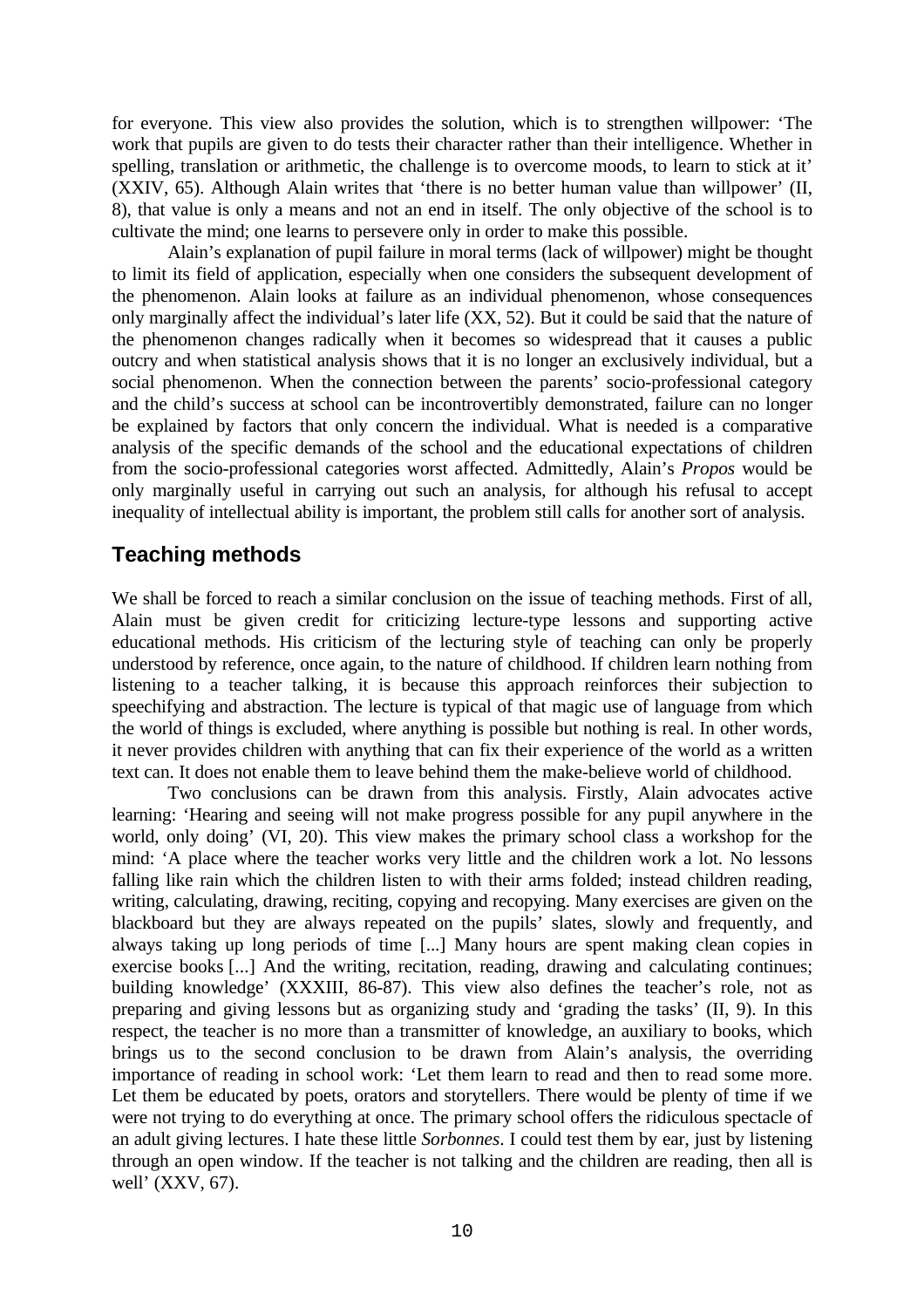for everyone. This view also provides the solution, which is to strengthen willpower: 'The work that pupils are given to do tests their character rather than their intelligence. Whether in spelling, translation or arithmetic, the challenge is to overcome moods, to learn to stick at it' (XXIV, 65). Although Alain writes that 'there is no better human value than willpower' (II, 8), that value is only a means and not an end in itself. The only objective of the school is to cultivate the mind; one learns to persevere only in order to make this possible.

Alain's explanation of pupil failure in moral terms (lack of willpower) might be thought to limit its field of application, especially when one considers the subsequent development of the phenomenon. Alain looks at failure as an individual phenomenon, whose consequences only marginally affect the individual's later life (XX, 52). But it could be said that the nature of the phenomenon changes radically when it becomes so widespread that it causes a public outcry and when statistical analysis shows that it is no longer an exclusively individual, but a social phenomenon. When the connection between the parents' socio-professional category and the child's success at school can be incontrovertibly demonstrated, failure can no longer be explained by factors that only concern the individual. What is needed is a comparative analysis of the specific demands of the school and the educational expectations of children from the socio-professional categories worst affected. Admittedly, Alain's *Propos* would be only marginally useful in carrying out such an analysis, for although his refusal to accept inequality of intellectual ability is important, the problem still calls for another sort of analysis.

## Teaching methods

We shall be forced to reach a similar conclusion on the issue of teaching methods. First of all, Alain must be given credit for criticizing lecture-type lessons and supporting active educational methods. His criticism of the lecturing style of teaching can only be properly understood by reference, once again, to the nature of childhood. If children learn nothing from listening to a teacher talking, it is because this approach reinforces their subjection to speechifying and abstraction. The lecture is typical of that magic use of language from which the world of things is excluded, where anything is possible but nothing is real. In other words, it never provides children with anything that can fix their experience of the world as a written text can. It does not enable them to leave behind them the make-believe world of childhood.

Two conclusions can be drawn from this analysis. Firstly, Alain advocates active learning: 'Hearing and seeing will not make progress possible for any pupil anywhere in the world, only doing' (VI, 20). This view makes the primary school class a workshop for the mind: 'A place where the teacher works very little and the children work a lot. No lessons falling like rain which the children listen to with their arms folded; instead children reading, writing, calculating, drawing, reciting, copying and recopying. Many exercises are given on the blackboard but they are always repeated on the pupils' slates, slowly and frequently, and always taking up long periods of time [...] Many hours are spent making clean copies in exercise books [...] And the writing, recitation, reading, drawing and calculating continues; building knowledge' (XXXIII, 86-87). This view also defines the teacher's role, not as preparing and giving lessons but as organizing study and 'grading the tasks' (II, 9). In this respect, the teacher is no more than a transmitter of knowledge, an auxiliary to books, which brings us to the second conclusion to be drawn from Alain's analysis, the overriding importance of reading in school work: 'Let them learn to read and then to read some more. Let them be educated by poets, orators and storytellers. There would be plenty of time if we were not trying to do everything at once. The primary school offers the ridiculous spectacle of an adult giving lectures. I hate these little *Sorbonnes*. I could test them by ear, just by listening through an open window. If the teacher is not talking and the children are reading, then all is well' (XXV, 67).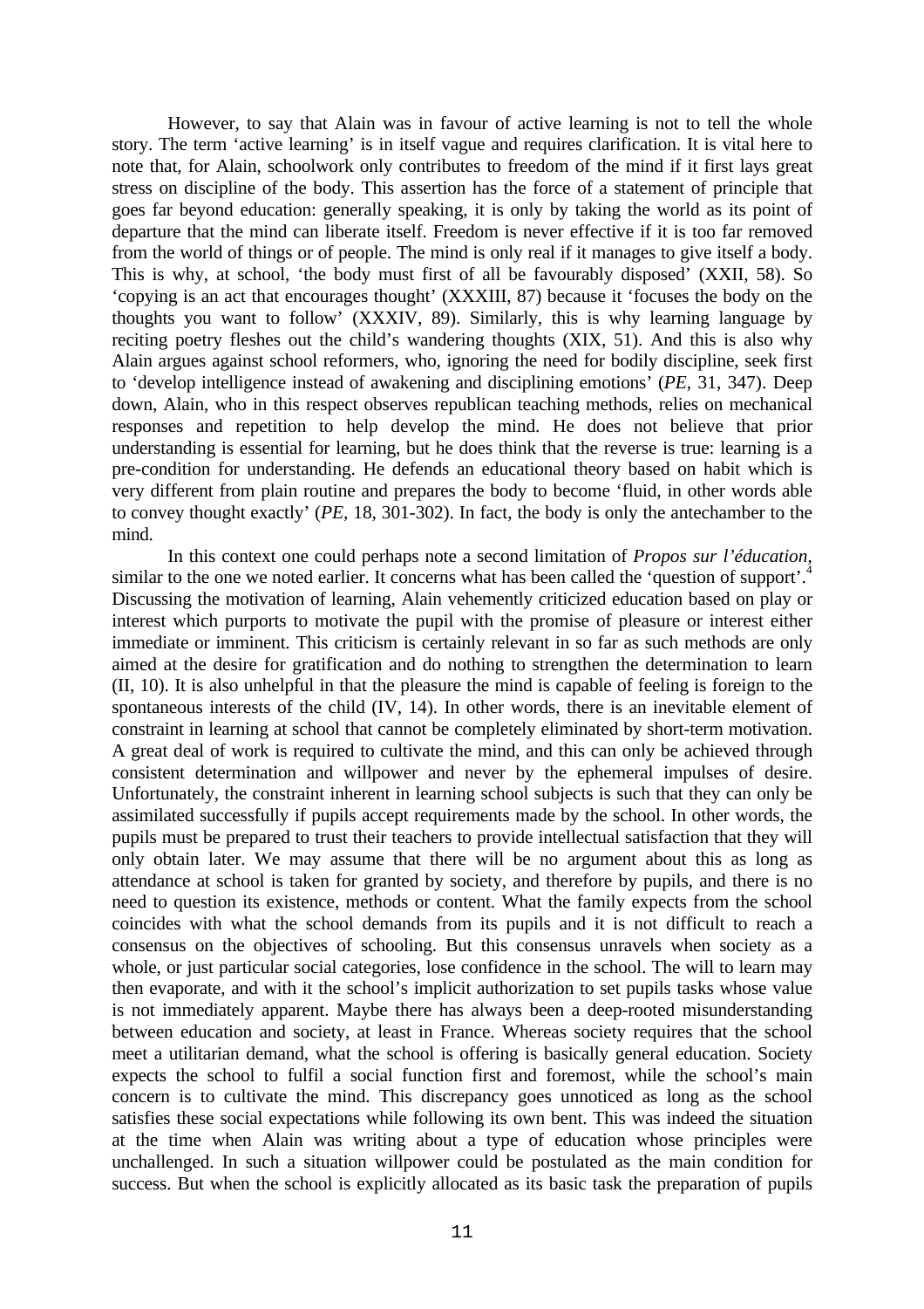However, to say that Alain was in favour of active learning is not to tell the whole story. The term 'active learning' is in itself vague and requires clarification. It is vital here to note that, for Alain, schoolwork only contributes to freedom of the mind if it first lays great stress on discipline of the body. This assertion has the force of a statement of principle that goes far beyond education: generally speaking, it is only by taking the world as its point of departure that the mind can liberate itself. Freedom is never effective if it is too far removed from the world of things or of people. The mind is only real if it manages to give itself a body. This is why, at school, 'the body must first of all be favourably disposed' (XXII, 58). So 'copying is an act that encourages thought' (XXXIII, 87) because it 'focuses the body on the thoughts you want to follow' (XXXIV, 89). Similarly, this is why learning language by reciting poetry fleshes out the child's wandering thoughts (XIX, 51). And this is also why Alain argues against school reformers, who, ignoring the need for bodily discipline, seek first to 'develop intelligence instead of awakening and disciplining emotions' (*PE*, 31, 347). Deep down, Alain, who in this respect observes republican teaching methods, relies on mechanical responses and repetition to help develop the mind. He does not believe that prior understanding is essential for learning, but he does think that the reverse is true: learning is a pre-condition for understanding. He defends an educational theory based on habit which is very different from plain routine and prepares the body to become 'fluid, in other words able to convey thought exactly' (*PE*, 18, 301-302). In fact, the body is only the antechamber to the mind.

In this context one could perhaps note a second limitation of *Propos sur l'éducation*, similar to the one we noted earlier. It concerns what has been called the 'question of support'.[4] Discussing the motivation of learning, Alain vehemently criticized education based on play or interest which purports to motivate the pupil with the promise of pleasure or interest either immediate or imminent. This criticism is certainly relevant in so far as such methods are only aimed at the desire for gratification and do nothing to strengthen the determination to learn (II, 10). It is also unhelpful in that the pleasure the mind is capable of feeling is foreign to the spontaneous interests of the child (IV, 14). In other words, there is an inevitable element of constraint in learning at school that cannot be completely eliminated by short-term motivation. A great deal of work is required to cultivate the mind, and this can only be achieved through consistent determination and willpower and never by the ephemeral impulses of desire. Unfortunately, the constraint inherent in learning school subjects is such that they can only be assimilated successfully if pupils accept requirements made by the school. In other words, the pupils must be prepared to trust their teachers to provide intellectual satisfaction that they will only obtain later. We may assume that there will be no argument about this as long as attendance at school is taken for granted by society, and therefore by pupils, and there is no need to question its existence, methods or content. What the family expects from the school coincides with what the school demands from its pupils and it is not difficult to reach a consensus on the objectives of schooling. But this consensus unravels when society as a whole, or just particular social categories, lose confidence in the school. The will to learn may then evaporate, and with it the school's implicit authorization to set pupils tasks whose value is not immediately apparent. Maybe there has always been a deep-rooted misunderstanding between education and society, at least in France. Whereas society requires that the school meet a utilitarian demand, what the school is offering is basically general education. Society expects the school to fulfil a social function first and foremost, while the school's main concern is to cultivate the mind. This discrepancy goes unnoticed as long as the school satisfies these social expectations while following its own bent. This was indeed the situation at the time when Alain was writing about a type of education whose principles were unchallenged. In such a situation willpower could be postulated as the main condition for success. But when the school is explicitly allocated as its basic task the preparation of pupils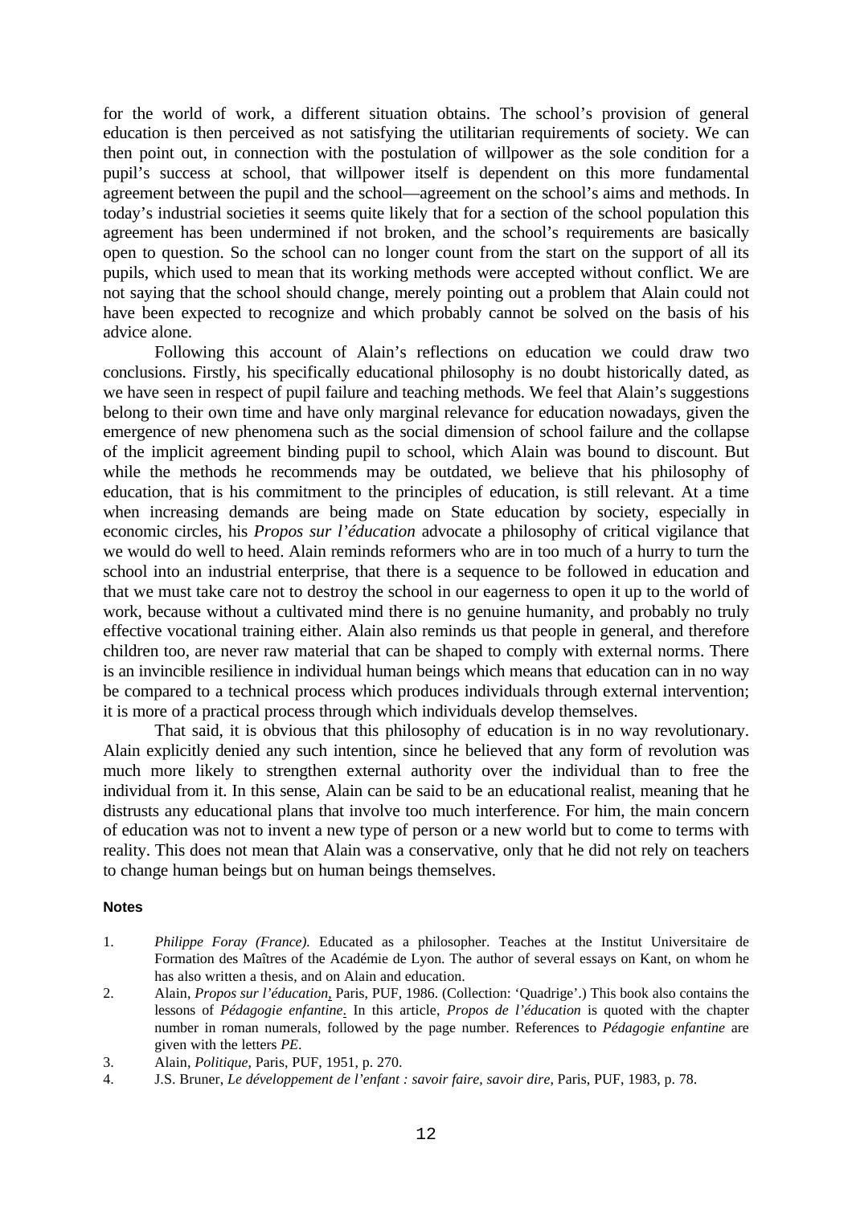for the world of work, a different situation obtains. The school's provision of general education is then perceived as not satisfying the utilitarian requirements of society. We can then point out, in connection with the postulation of willpower as the sole condition for a pupil's success at school, that willpower itself is dependent on this more fundamental agreement between the pupil and the school—agreement on the school's aims and methods. In today's industrial societies it seems quite likely that for a section of the school population this agreement has been undermined if not broken, and the school's requirements are basically open to question. So the school can no longer count from the start on the support of all its pupils, which used to mean that its working methods were accepted without conflict. We are not saying that the school should change, merely pointing out a problem that Alain could not have been expected to recognize and which probably cannot be solved on the basis of his advice alone.

Following this account of Alain's reflections on education we could draw two conclusions. Firstly, his specifically educational philosophy is no doubt historically dated, as we have seen in respect of pupil failure and teaching methods. We feel that Alain's suggestions belong to their own time and have only marginal relevance for education nowadays, given the emergence of new phenomena such as the social dimension of school failure and the collapse of the implicit agreement binding pupil to school, which Alain was bound to discount. But while the methods he recommends may be outdated, we believe that his philosophy of education, that is his commitment to the principles of education, is still relevant. At a time when increasing demands are being made on State education by society, especially in economic circles, his *Propos sur l'éducation* advocate a philosophy of critical vigilance that we would do well to heed. Alain reminds reformers who are in too much of a hurry to turn the school into an industrial enterprise, that there is a sequence to be followed in education and that we must take care not to destroy the school in our eagerness to open it up to the world of work, because without a cultivated mind there is no genuine humanity, and probably no truly effective vocational training either. Alain also reminds us that people in general, and therefore children too, are never raw material that can be shaped to comply with external norms. There is an invincible resilience in individual human beings which means that education can in no way be compared to a technical process which produces individuals through external intervention; it is more of a practical process through which individuals develop themselves.

That said, it is obvious that this philosophy of education is in no way revolutionary. Alain explicitly denied any such intention, since he believed that any form of revolution was much more likely to strengthen external authority over the individual than to free the individual from it. In this sense, Alain can be said to be an educational realist, meaning that he distrusts any educational plans that involve too much interference. For him, the main concern of education was not to invent a new type of person or a new world but to come to terms with reality. This does not mean that Alain was a conservative, only that he did not rely on teachers to change human beings but on human beings themselves.

**Notes**

1. *Philippe Foray (France).* Educated as a philosopher. Teaches at the Institut Universitaire de Formation des Maîtres of the Académie de Lyon. The author of several essays on Kant, on whom he has also written a thesis, and on Alain and education.
2. Alain, *Propos sur l'éducation*, Paris, PUF, 1986. (Collection: 'Quadrige'.) This book also contains the lessons of *Pédagogie enfantine*. In this article, *Propos de l'éducation* is quoted with the chapter number in roman numerals, followed by the page number. References to *Pédagogie enfantine* are given with the letters *PE*.
3. Alain, *Politique*, Paris, PUF, 1951, p. 270.
4. J.S. Bruner, *Le développement de l'enfant : savoir faire, savoir dire*, Paris, PUF, 1983, p. 78.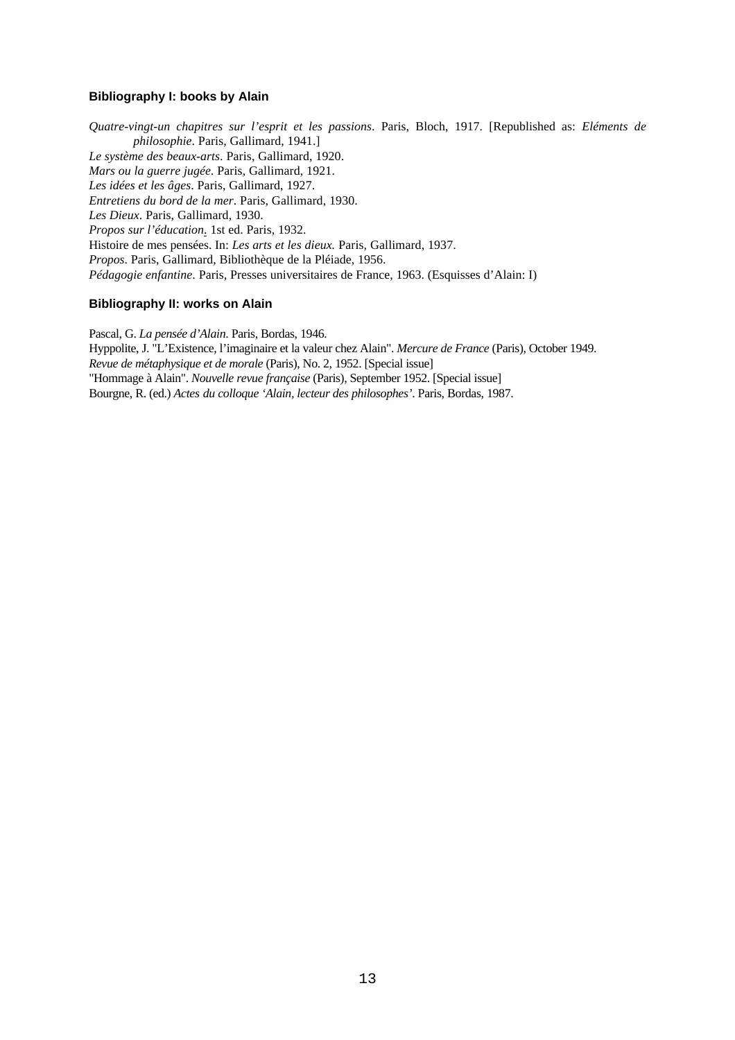### Bibliography I: books by Alain

*Quatre-vingt-un chapitres sur l'esprit et les passions*. Paris, Bloch, 1917. [Republished as: *Eléments de philosophie*. Paris, Gallimard, 1941.]
*Le système des beaux-arts*. Paris, Gallimard, 1920.
*Mars ou la guerre jugée*. Paris, Gallimard, 1921.
*Les idées et les âges*. Paris, Gallimard, 1927.
*Entretiens du bord de la mer*. Paris, Gallimard, 1930.
*Les Dieux*. Paris, Gallimard, 1930.
*Propos sur l'éducation*. 1st ed. Paris, 1932.
Histoire de mes pensées. In: *Les arts et les dieux.* Paris, Gallimard, 1937.
*Propos*. Paris, Gallimard, Bibliothèque de la Pléiade, 1956.
*Pédagogie enfantine*. Paris, Presses universitaires de France, 1963. (Esquisses d'Alain: I)

### Bibliography II: works on Alain

Pascal, G. *La pensée d'Alain*. Paris, Bordas, 1946.
Hyppolite, J. "L'Existence, l'imaginaire et la valeur chez Alain". *Mercure de France* (Paris), October 1949.
*Revue de métaphysique et de morale* (Paris), No. 2, 1952. [Special issue]
"Hommage à Alain". *Nouvelle revue française* (Paris), September 1952. [Special issue]
Bourgne, R. (ed.) *Actes du colloque 'Alain, lecteur des philosophes'*. Paris, Bordas, 1987.